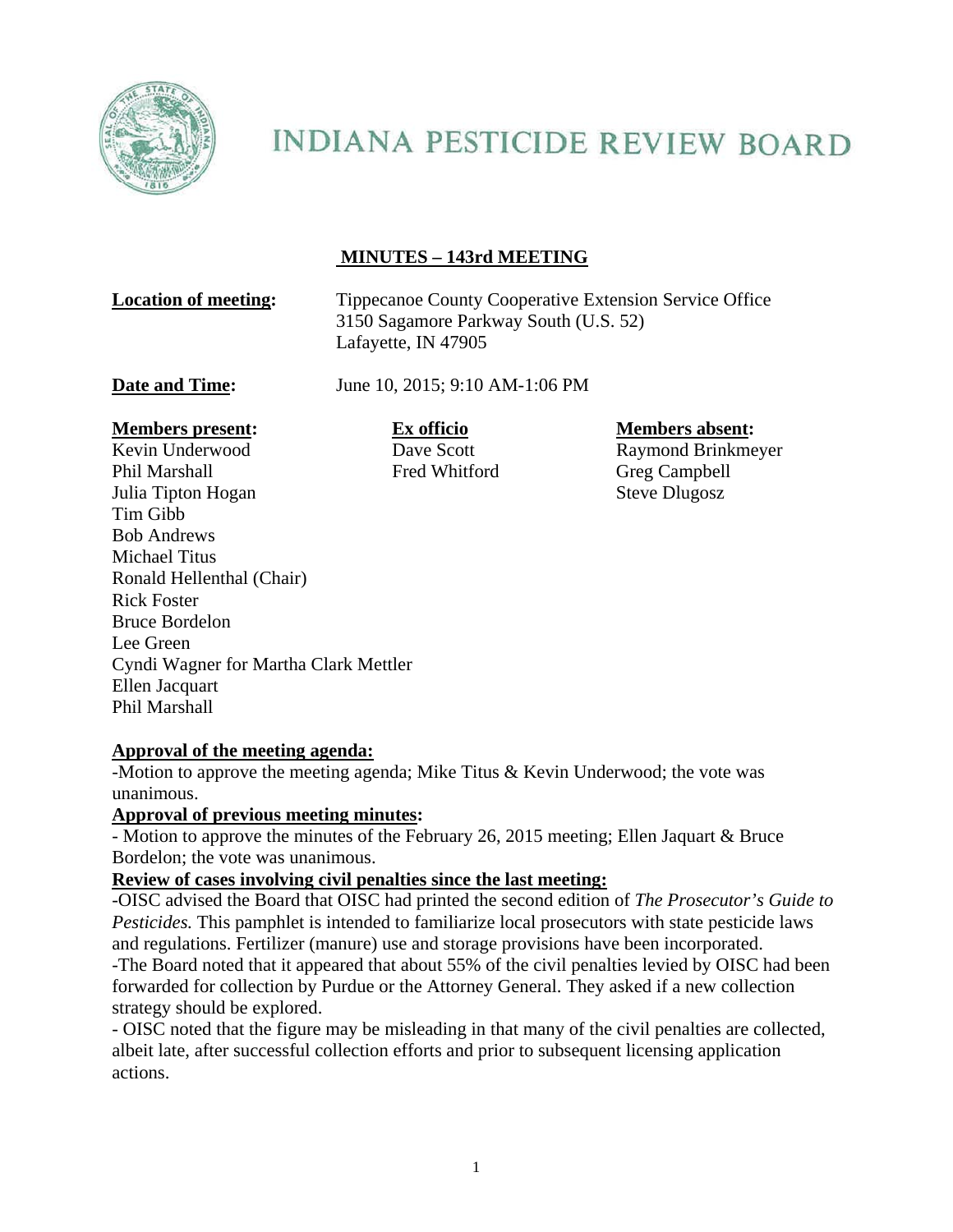# INDIANA PESTICIDE REVIEW BOARD

## MINUTES – 143rd MEETING

**Location of meeting:** Tippecanoe County Cooperative Extension Service Office
3150 Sagamore Parkway South (U.S. 52)
Lafayette, IN 47905

**Date and Time:** June 10, 2015; 9:10 AM-1:06 PM

| **Members present:** | **Ex officio** | **Members absent:** |
|---|---|---|
| Kevin Underwood | Dave Scott | Raymond Brinkmeyer |
| Phil Marshall | Fred Whitford | Greg Campbell |
| Julia Tipton Hogan | | Steve Dlugosz |
| Tim Gibb | | |
| Bob Andrews | | |
| Michael Titus | | |
| Ronald Hellenthal (Chair) | | |
| Rick Foster | | |
| Bruce Bordelon | | |
| Lee Green | | |
| Cyndi Wagner for Martha Clark Mettler | | |
| Ellen Jacquart | | |
| Phil Marshall | | |

**Approval of the meeting agenda:**

-Motion to approve the meeting agenda; Mike Titus & Kevin Underwood; the vote was unanimous.

**Approval of previous meeting minutes:**

- Motion to approve the minutes of the February 26, 2015 meeting; Ellen Jaquart & Bruce Bordelon; the vote was unanimous.

**Review of cases involving civil penalties since the last meeting:**

-OISC advised the Board that OISC had printed the second edition of *The Prosecutor's Guide to Pesticides.* This pamphlet is intended to familiarize local prosecutors with state pesticide laws and regulations. Fertilizer (manure) use and storage provisions have been incorporated.

-The Board noted that it appeared that about 55% of the civil penalties levied by OISC had been forwarded for collection by Purdue or the Attorney General. They asked if a new collection strategy should be explored.

- OISC noted that the figure may be misleading in that many of the civil penalties are collected, albeit late, after successful collection efforts and prior to subsequent licensing application actions.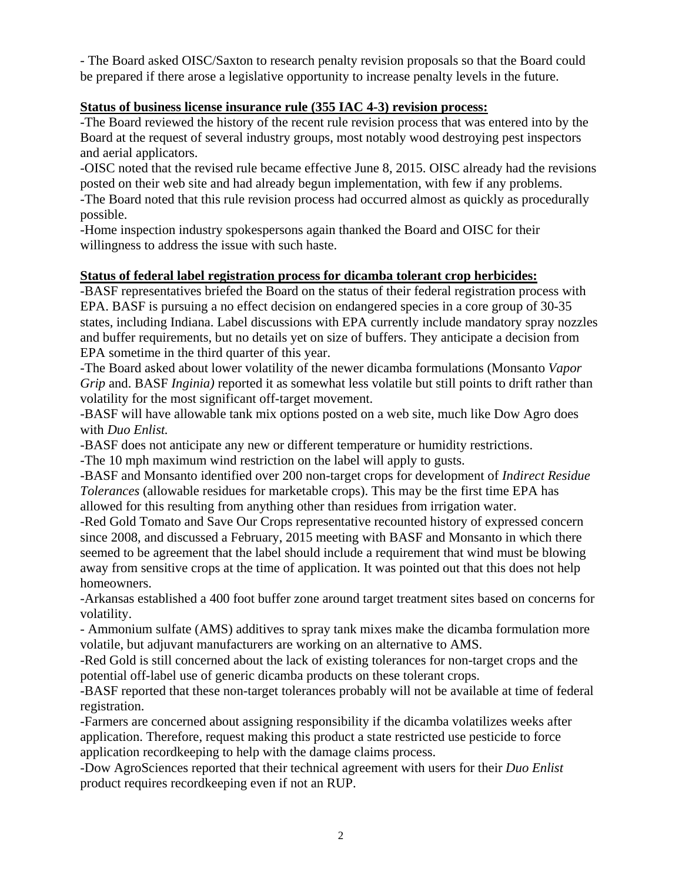- The Board asked OISC/Saxton to research penalty revision proposals so that the Board could be prepared if there arose a legislative opportunity to increase penalty levels in the future.

**Status of business license insurance rule (355 IAC 4-3) revision process:**

-The Board reviewed the history of the recent rule revision process that was entered into by the Board at the request of several industry groups, most notably wood destroying pest inspectors and aerial applicators.
-OISC noted that the revised rule became effective June 8, 2015. OISC already had the revisions posted on their web site and had already begun implementation, with few if any problems.
-The Board noted that this rule revision process had occurred almost as quickly as procedurally possible.
-Home inspection industry spokespersons again thanked the Board and OISC for their willingness to address the issue with such haste.

**Status of federal label registration process for dicamba tolerant crop herbicides:**

-BASF representatives briefed the Board on the status of their federal registration process with EPA. BASF is pursuing a no effect decision on endangered species in a core group of 30-35 states, including Indiana. Label discussions with EPA currently include mandatory spray nozzles and buffer requirements, but no details yet on size of buffers. They anticipate a decision from EPA sometime in the third quarter of this year.
-The Board asked about lower volatility of the newer dicamba formulations (Monsanto *Vapor Grip* and. BASF *Inginia)* reported it as somewhat less volatile but still points to drift rather than volatility for the most significant off-target movement.
-BASF will have allowable tank mix options posted on a web site, much like Dow Agro does with *Duo Enlist.*
-BASF does not anticipate any new or different temperature or humidity restrictions.
-The 10 mph maximum wind restriction on the label will apply to gusts.
-BASF and Monsanto identified over 200 non-target crops for development of *Indirect Residue Tolerances* (allowable residues for marketable crops). This may be the first time EPA has allowed for this resulting from anything other than residues from irrigation water.
-Red Gold Tomato and Save Our Crops representative recounted history of expressed concern since 2008, and discussed a February, 2015 meeting with BASF and Monsanto in which there seemed to be agreement that the label should include a requirement that wind must be blowing away from sensitive crops at the time of application. It was pointed out that this does not help homeowners.
-Arkansas established a 400 foot buffer zone around target treatment sites based on concerns for volatility.
- Ammonium sulfate (AMS) additives to spray tank mixes make the dicamba formulation more volatile, but adjuvant manufacturers are working on an alternative to AMS.
-Red Gold is still concerned about the lack of existing tolerances for non-target crops and the potential off-label use of generic dicamba products on these tolerant crops.
-BASF reported that these non-target tolerances probably will not be available at time of federal registration.
-Farmers are concerned about assigning responsibility if the dicamba volatilizes weeks after application. Therefore, request making this product a state restricted use pesticide to force application recordkeeping to help with the damage claims process.
-Dow AgroSciences reported that their technical agreement with users for their *Duo Enlist* product requires recordkeeping even if not an RUP.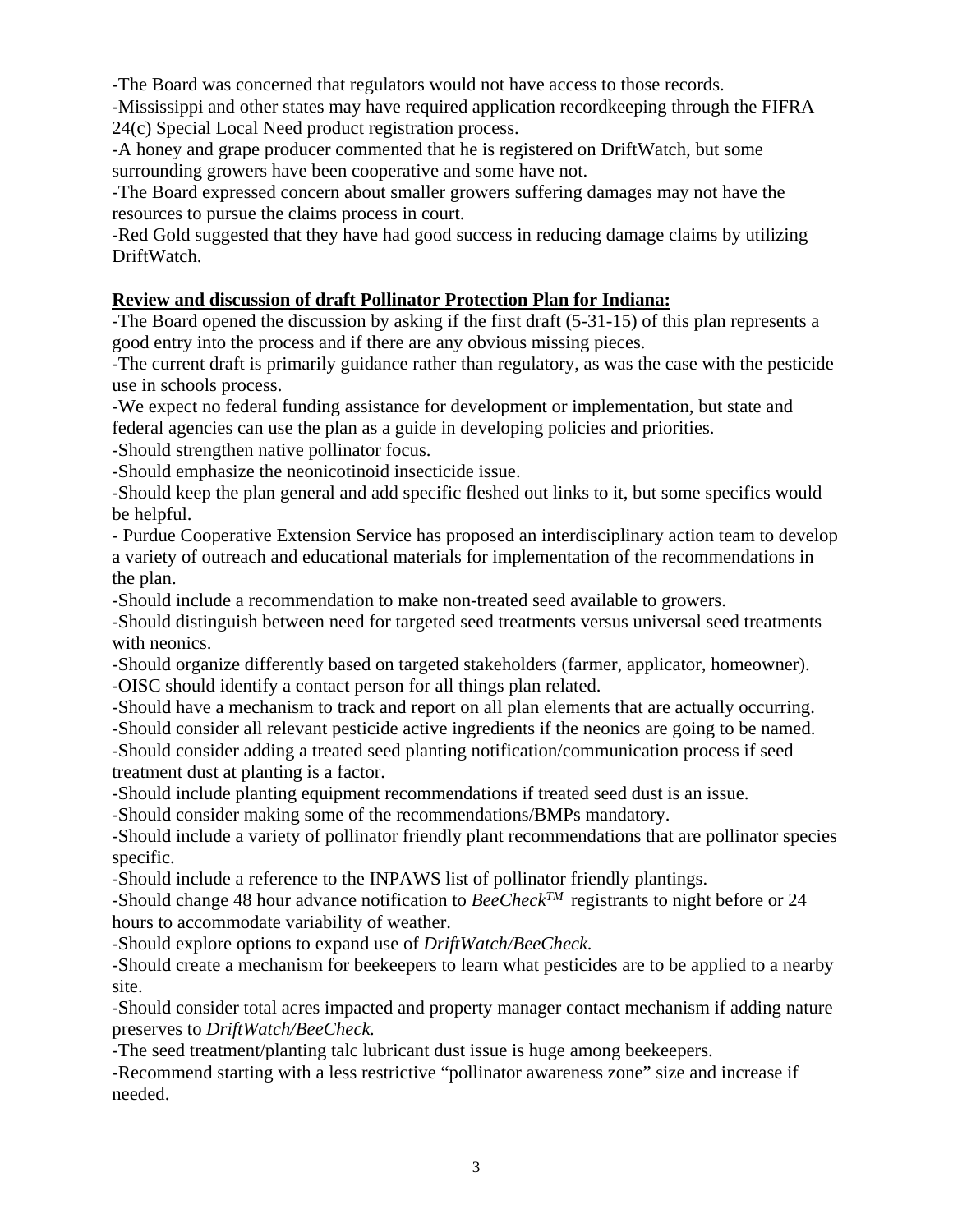-The Board was concerned that regulators would not have access to those records.
-Mississippi and other states may have required application recordkeeping through the FIFRA 24(c) Special Local Need product registration process.
-A honey and grape producer commented that he is registered on DriftWatch, but some surrounding growers have been cooperative and some have not.
-The Board expressed concern about smaller growers suffering damages may not have the resources to pursue the claims process in court.
-Red Gold suggested that they have had good success in reducing damage claims by utilizing DriftWatch.

**Review and discussion of draft Pollinator Protection Plan for Indiana:**

-The Board opened the discussion by asking if the first draft (5-31-15) of this plan represents a good entry into the process and if there are any obvious missing pieces.
-The current draft is primarily guidance rather than regulatory, as was the case with the pesticide use in schools process.
-We expect no federal funding assistance for development or implementation, but state and federal agencies can use the plan as a guide in developing policies and priorities.
-Should strengthen native pollinator focus.
-Should emphasize the neonicotinoid insecticide issue.
-Should keep the plan general and add specific fleshed out links to it, but some specifics would be helpful.
- Purdue Cooperative Extension Service has proposed an interdisciplinary action team to develop a variety of outreach and educational materials for implementation of the recommendations in the plan.
-Should include a recommendation to make non-treated seed available to growers.
-Should distinguish between need for targeted seed treatments versus universal seed treatments with neonics.
-Should organize differently based on targeted stakeholders (farmer, applicator, homeowner).
-OISC should identify a contact person for all things plan related.
-Should have a mechanism to track and report on all plan elements that are actually occurring.
-Should consider all relevant pesticide active ingredients if the neonics are going to be named.
-Should consider adding a treated seed planting notification/communication process if seed treatment dust at planting is a factor.
-Should include planting equipment recommendations if treated seed dust is an issue.
-Should consider making some of the recommendations/BMPs mandatory.
-Should include a variety of pollinator friendly plant recommendations that are pollinator species specific.
-Should include a reference to the INPAWS list of pollinator friendly plantings.
-Should change 48 hour advance notification to *BeeCheck™* registrants to night before or 24 hours to accommodate variability of weather.
-Should explore options to expand use of *DriftWatch/BeeCheck.*
-Should create a mechanism for beekeepers to learn what pesticides are to be applied to a nearby site.
-Should consider total acres impacted and property manager contact mechanism if adding nature preserves to *DriftWatch/BeeCheck.*
-The seed treatment/planting talc lubricant dust issue is huge among beekeepers.
-Recommend starting with a less restrictive "pollinator awareness zone" size and increase if needed.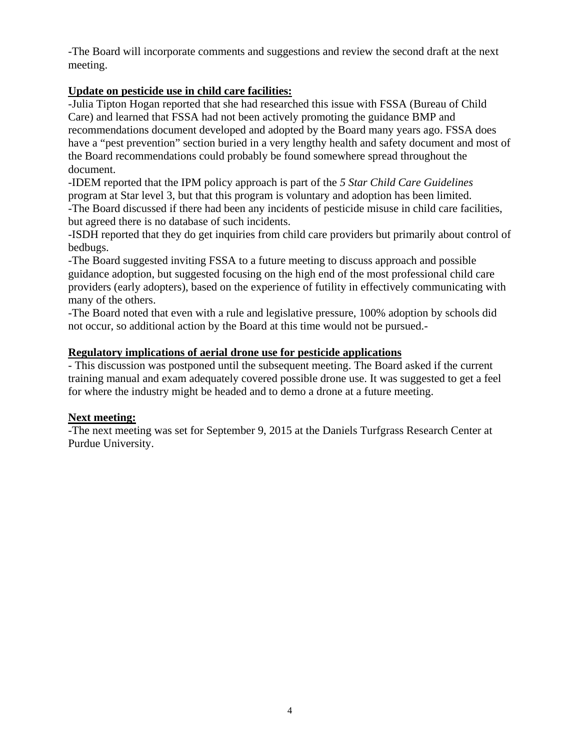-The Board will incorporate comments and suggestions and review the second draft at the next meeting.

**Update on pesticide use in child care facilities:**

-Julia Tipton Hogan reported that she had researched this issue with FSSA (Bureau of Child Care) and learned that FSSA had not been actively promoting the guidance BMP and recommendations document developed and adopted by the Board many years ago. FSSA does have a "pest prevention" section buried in a very lengthy health and safety document and most of the Board recommendations could probably be found somewhere spread throughout the document.

-IDEM reported that the IPM policy approach is part of the *5 Star Child Care Guidelines* program at Star level 3, but that this program is voluntary and adoption has been limited.

-The Board discussed if there had been any incidents of pesticide misuse in child care facilities, but agreed there is no database of such incidents.

-ISDH reported that they do get inquiries from child care providers but primarily about control of bedbugs.

-The Board suggested inviting FSSA to a future meeting to discuss approach and possible guidance adoption, but suggested focusing on the high end of the most professional child care providers (early adopters), based on the experience of futility in effectively communicating with many of the others.

-The Board noted that even with a rule and legislative pressure, 100% adoption by schools did not occur, so additional action by the Board at this time would not be pursued.-

**Regulatory implications of aerial drone use for pesticide applications**

- This discussion was postponed until the subsequent meeting. The Board asked if the current training manual and exam adequately covered possible drone use. It was suggested to get a feel for where the industry might be headed and to demo a drone at a future meeting.

**Next meeting:**

-The next meeting was set for September 9, 2015 at the Daniels Turfgrass Research Center at Purdue University.